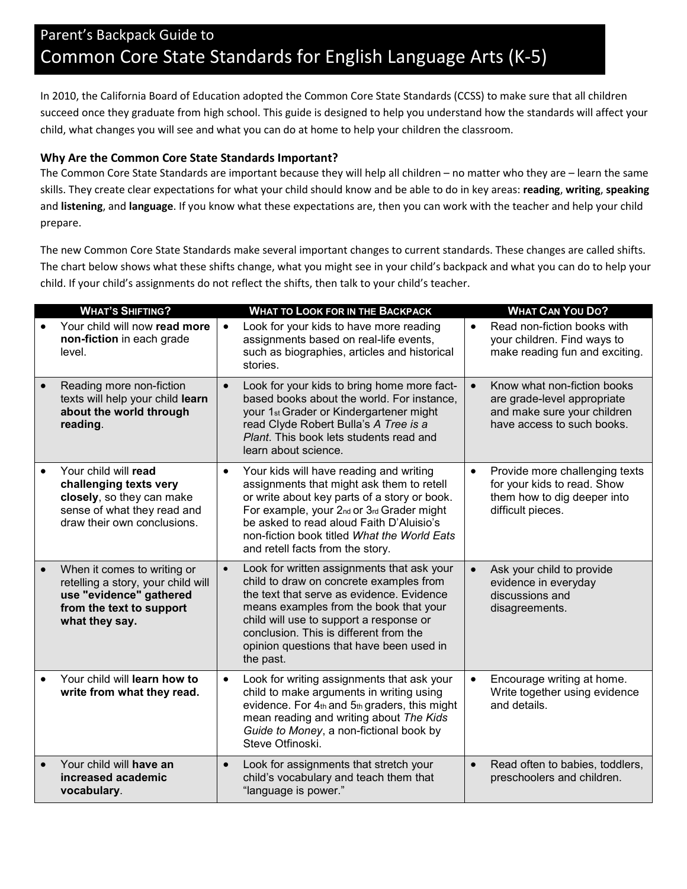Parent's Backpack Guide to

# Common Core State Standards for English Language Arts (K-5)

In 2010, the California Board of Education adopted the Common Core State Standards (CCSS) to make sure that all children succeed once they graduate from high school. This guide is designed to help you understand how the standards will affect your child, what changes you will see and what you can do at home to help your children the classroom.

### Why Are the Common Core State Standards Important?

The Common Core State Standards are important because they will help all children – no matter who they are – learn the same skills. They create clear expectations for what your child should know and be able to do in key areas: **reading**, **writing**, **speaking** and **listening**, and **language**. If you know what these expectations are, then you can work with the teacher and help your child prepare.

The new Common Core State Standards make several important changes to current standards. These changes are called shifts. The chart below shows what these shifts change, what you might see in your child's backpack and what you can do to help your child. If your child's assignments do not reflect the shifts, then talk to your child's teacher.

| WHAT'S SHIFTING? | WHAT TO LOOK FOR IN THE BACKPACK | WHAT CAN YOU DO? |
|---|---|---|
| • Your child will now **read more non-fiction** in each grade level. | • Look for your kids to have more reading assignments based on real-life events, such as biographies, articles and historical stories. | • Read non-fiction books with your children. Find ways to make reading fun and exciting. |
| • Reading more non-fiction texts will help your child **learn about the world through reading**. | • Look for your kids to bring home more fact-based books about the world. For instance, your 1st Grader or Kindergartener might read Clyde Robert Bulla's *A Tree is a Plant*. This book lets students read and learn about science. | • Know what non-fiction books are grade-level appropriate and make sure your children have access to such books. |
| • Your child will **read challenging texts very closely**, so they can make sense of what they read and draw their own conclusions. | • Your kids will have reading and writing assignments that might ask them to retell or write about key parts of a story or book. For example, your 2nd or 3rd Grader might be asked to read aloud Faith D'Aluisio's non-fiction book titled *What the World Eats* and retell facts from the story. | • Provide more challenging texts for your kids to read. Show them how to dig deeper into difficult pieces. |
| • When it comes to writing or retelling a story, your child will **use "evidence" gathered from the text to support what they say.** | • Look for written assignments that ask your child to draw on concrete examples from the text that serve as evidence. Evidence means examples from the book that your child will use to support a response or conclusion. This is different from the opinion questions that have been used in the past. | • Ask your child to provide evidence in everyday discussions and disagreements. |
| • Your child will **learn how to write from what they read.** | • Look for writing assignments that ask your child to make arguments in writing using evidence. For 4th and 5th graders, this might mean reading and writing about *The Kids Guide to Money*, a non-fictional book by Steve Otfinoski. | • Encourage writing at home. Write together using evidence and details. |
| • Your child will **have an increased academic vocabulary**. | • Look for assignments that stretch your child's vocabulary and teach them that "language is power." | • Read often to babies, toddlers, preschoolers and children. |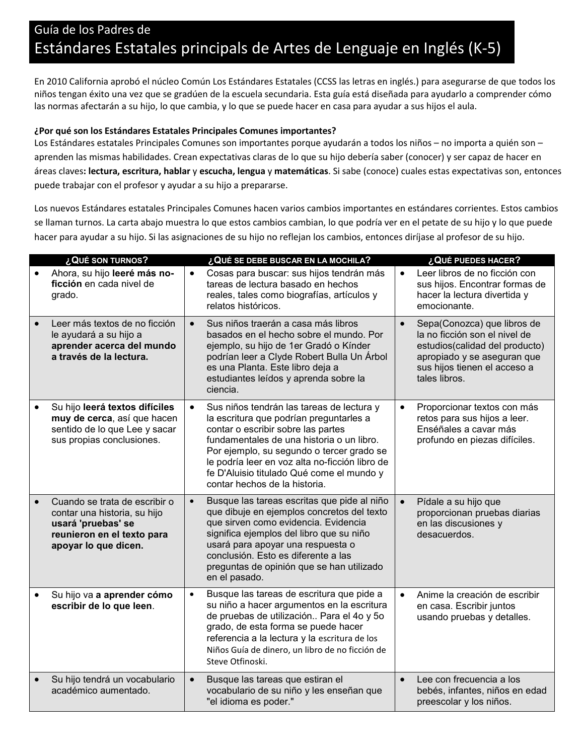# Guía de los Padres de
# Estándares Estatales principals de Artes de Lenguaje en Inglés (K-5)

En 2010 California aprobó el núcleo Común Los Estándares Estatales (CCSS las letras en inglés.) para asegurarse de que todos los niños tengan éxito una vez que se gradúen de la escuela secundaria. Esta guía está diseñada para ayudarlo a comprender cómo las normas afectarán a su hijo, lo que cambia, y lo que se puede hacer en casa para ayudar a sus hijos el aula.

**¿Por qué son los Estándares Estatales Principales Comunes importantes?**
Los Estándares estatales Principales Comunes son importantes porque ayudarán a todos los niños – no importa a quién son – aprenden las mismas habilidades. Crean expectativas claras de lo que su hijo debería saber (conocer) y ser capaz de hacer en áreas claves**: lectura, escritura, hablar** y **escucha, lengua** y **matemáticas**. Si sabe (conoce) cuales estas expectativas son, entonces puede trabajar con el profesor y ayudar a su hijo a prepararse.

Los nuevos Estándares estatales Principales Comunes hacen varios cambios importantes en estándares corrientes. Estos cambios se llaman turnos. La carta abajo muestra lo que estos cambios cambian, lo que podría ver en el petate de su hijo y lo que puede hacer para ayudar a su hijo. Si las asignaciones de su hijo no reflejan los cambios, entonces diríjase al profesor de su hijo.

| ¿Qué son turnos? | ¿Qué se debe buscar en la mochila? | ¿Qué puedes hacer? |
|---|---|---|
| • Ahora, su hijo **leeré más no-ficción** en cada nivel de grado. | • Cosas para buscar: sus hijos tendrán más tareas de lectura basado en hechos reales, tales como biografías, artículos y relatos históricos. | • Leer libros de no ficción con sus hijos. Encontrar formas de hacer la lectura divertida y emocionante. |
| • Leer más textos de no ficción le ayudará a su hijo a **aprender acerca del mundo a través de la lectura.** | • Sus niños traerán a casa más libros basados en el hecho sobre el mundo. Por ejemplo, su hijo de 1er Gradó ó Kínder podrían leer a Clyde Robert Bulla Un Árbol es una Planta. Este libro deja a estudiantes leídos y aprenda sobre la ciencia. | • Sepa(Conozca) que libros de la no ficción son el nivel de estudios(calidad del producto) apropiado y se aseguran que sus hijos tienen el acceso a tales libros. |
| • Su hijo **leerá textos difíciles muy de cerca**, así que hacen sentido de lo que Lee y sacar sus propias conclusiones. | • Sus niños tendrán las tareas de lectura y la escritura que podrían preguntarles a contar o escribir sobre las partes fundamentales de una historia o un libro. Por ejemplo, su segundo o tercer grado se le podría leer en voz alta no-ficción libro de fe D'Aluisio titulado Qué come el mundo y contar hechos de la historia. | • Proporcionar textos con más retos para sus hijos a leer. Enséñales a cavar más profundo en piezas difíciles. |
| • Cuando se trata de escribir o contar una historia, su hijo **usará 'pruebas' se reunieron en el texto para apoyar lo que dicen.** | • Busque las tareas escritas que pide al niño que dibuje en ejemplos concretos del texto que sirven como evidencia. Evidencia significa ejemplos del libro que su niño usará para apoyar una respuesta o conclusión. Esto es diferente a las preguntas de opinión que se han utilizado en el pasado. | • Pídale a su hijo que proporcionan pruebas diarias en las discusiones y desacuerdos. |
| • Su hijo va **a aprender cómo escribir de lo que leen**. | • Busque las tareas de escritura que pide a su niño a hacer argumentos en la escritura de pruebas de utilización.. Para el 4o y 5o grado, de esta forma se puede hacer referencia a la lectura y la escritura de los Niños Guía de dinero, un libro de no ficción de Steve Otfinoski. | • Anime la creación de escribir en casa. Escribir juntos usando pruebas y detalles. |
| • Su hijo tendrá un vocabulario académico aumentado. | • Busque las tareas que estiran el vocabulario de su niño y les enseñan que "el idioma es poder." | • Lee con frecuencia a los bebés, infantes, niños en edad preescolar y los niños. |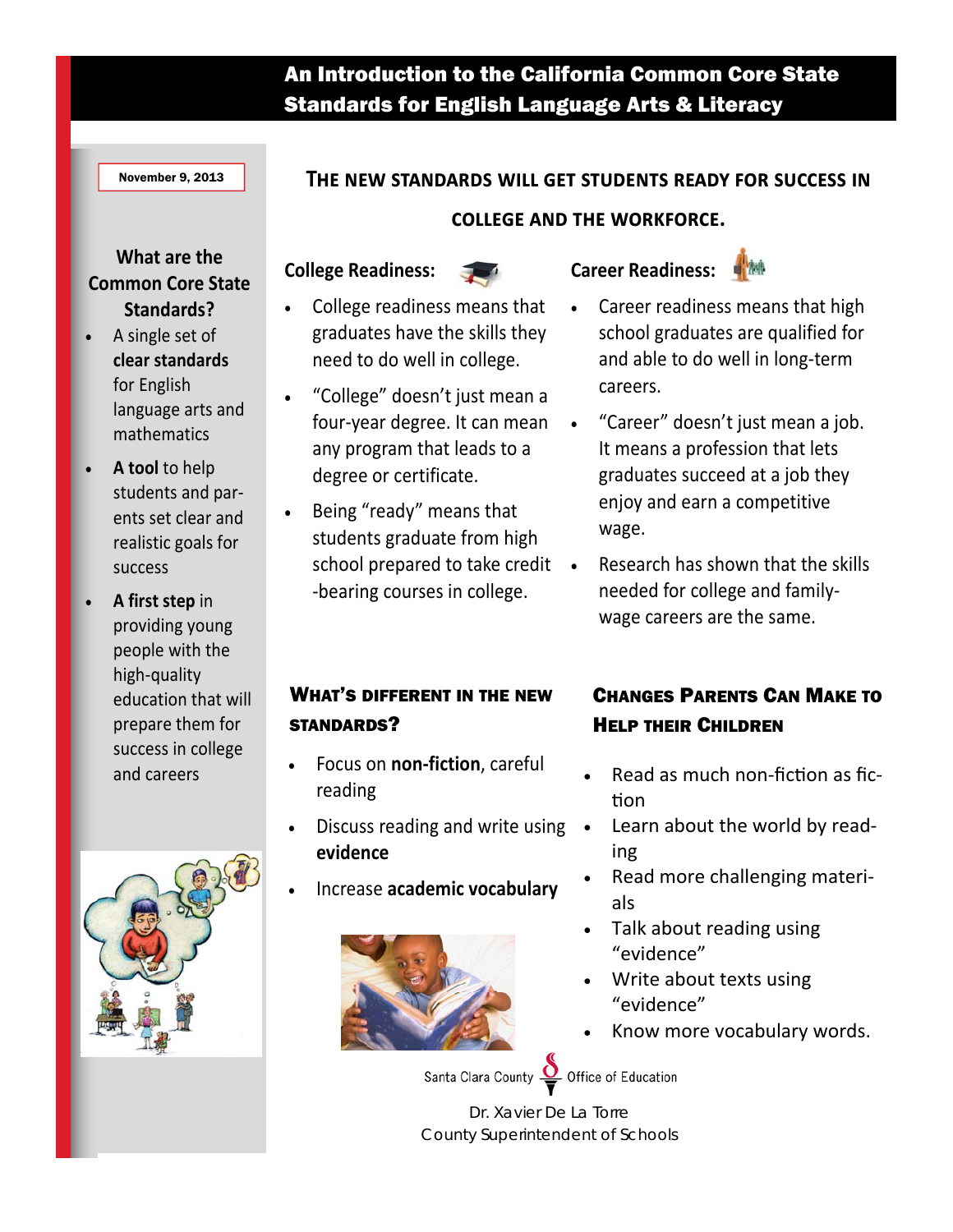# An Introduction to the California Common Core State Standards for English Language Arts & Literacy

November 9, 2013

### What are the Common Core State Standards?

- A single set of **clear standards** for English language arts and mathematics
- **A tool** to help students and parents set clear and realistic goals for success
- **A first step** in providing young people with the high-quality education that will prepare them for success in college and careers

## The new standards will get students ready for success in college and the workforce.

### College Readiness:

- College readiness means that graduates have the skills they need to do well in college.
- "College" doesn't just mean a four-year degree. It can mean any program that leads to a degree or certificate.
- Being "ready" means that students graduate from high school prepared to take credit-bearing courses in college.

### Career Readiness:

- Career readiness means that high school graduates are qualified for and able to do well in long-term careers.
- "Career" doesn't just mean a job. It means a profession that lets graduates succeed at a job they enjoy and earn a competitive wage.
- Research has shown that the skills needed for college and family-wage careers are the same.

### What's different in the new standards?

- Focus on **non-fiction**, careful reading
- Discuss reading and write using **evidence**
- Increase **academic vocabulary**

### Changes Parents Can Make to Help their Children

- Read as much non-fiction as fiction
- Learn about the world by reading
- Read more challenging materials
- Talk about reading using "evidence"
- Write about texts using "evidence"
- Know more vocabulary words.

Santa Clara County Office of Education

Dr. Xavier De La Torre
County Superintendent of Schools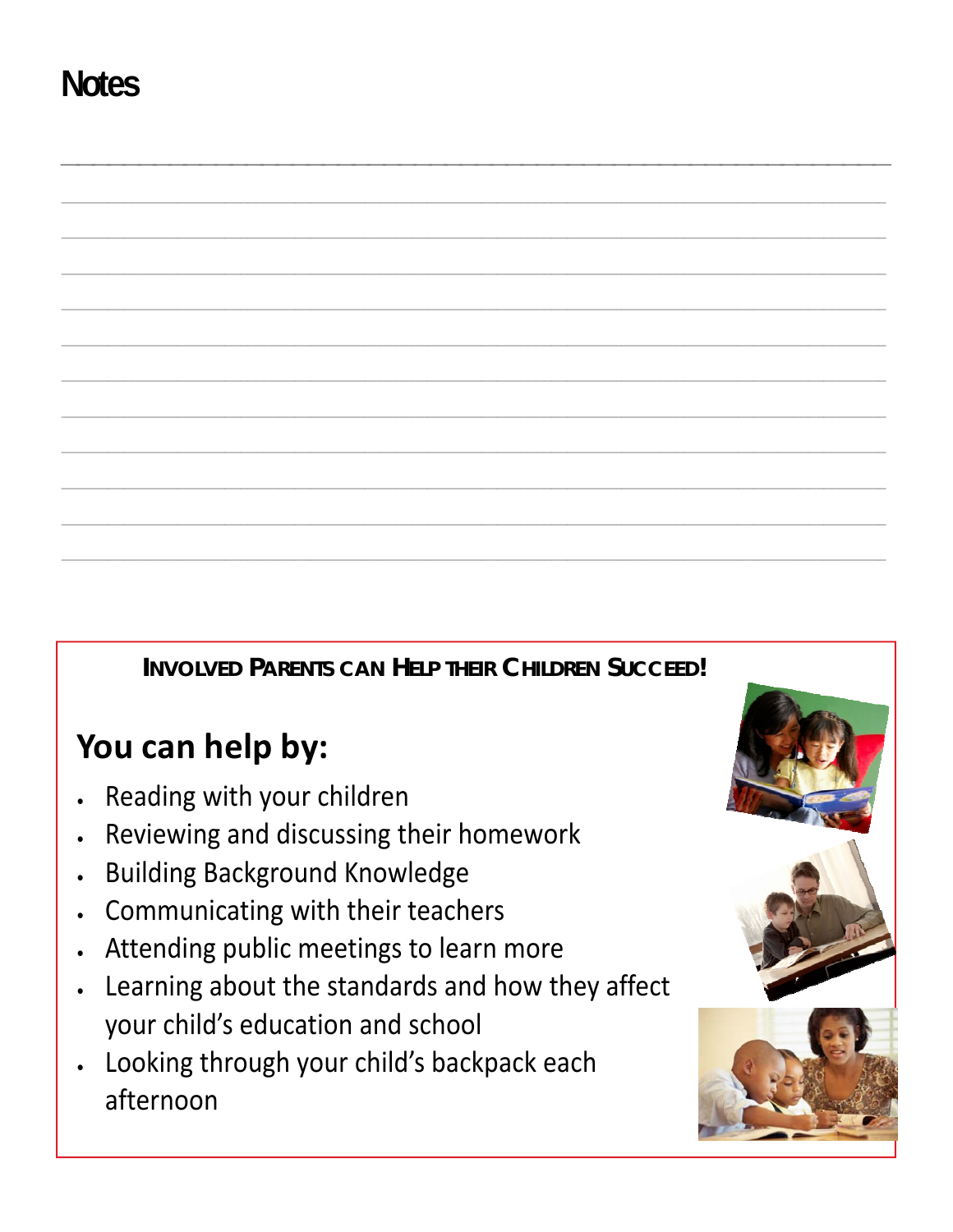# Notes

**INVOLVED PARENTS CAN HELP THEIR CHILDREN SUCCEED!**

## You can help by:

- Reading with your children
- Reviewing and discussing their homework
- Building Background Knowledge
- Communicating with their teachers
- Attending public meetings to learn more
- Learning about the standards and how they affect your child's education and school
- Looking through your child's backpack each afternoon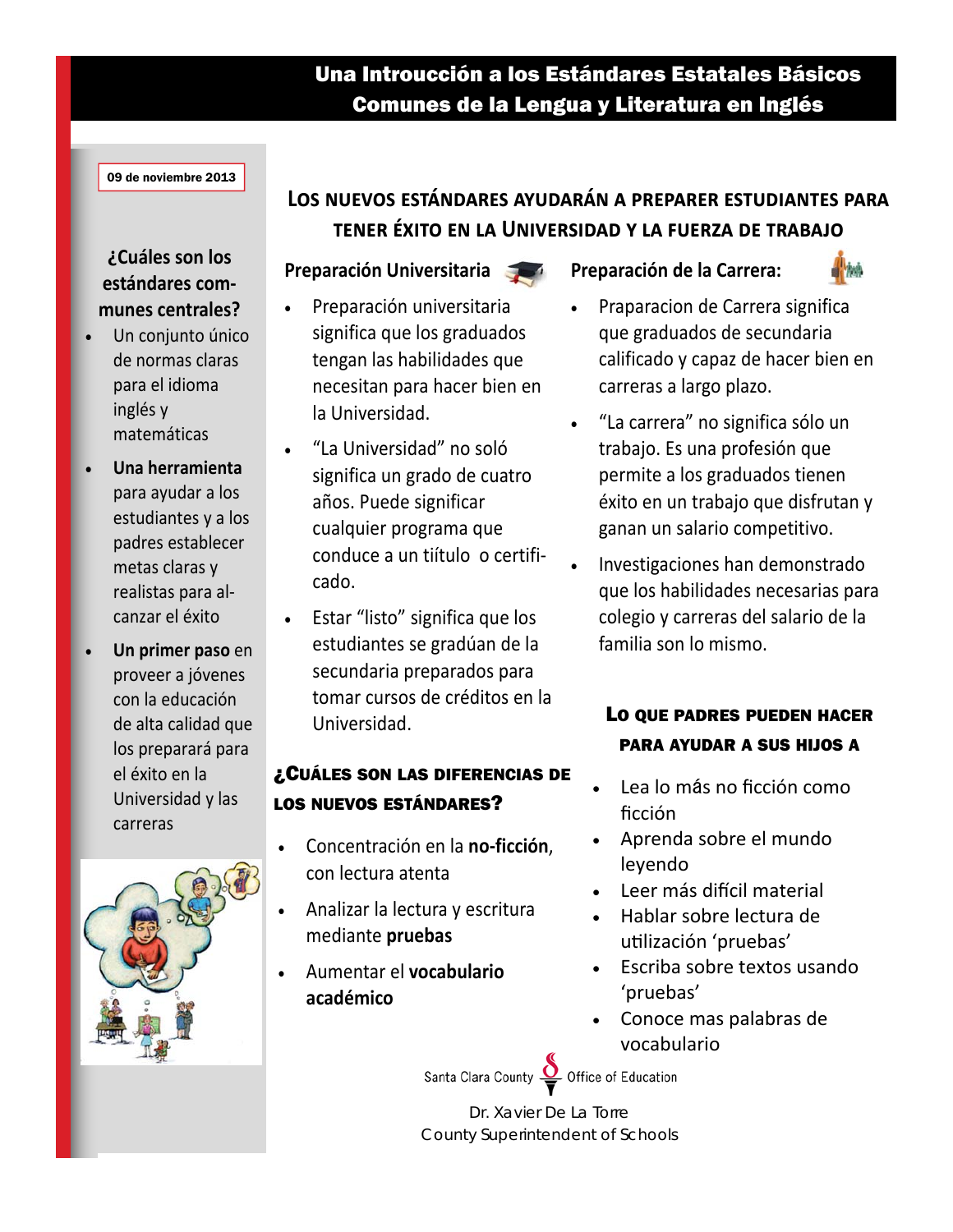# Una Introucción a los Estándares Estatales Básicos Comunes de la Lengua y Literatura en Inglés

09 de noviembre 2013

## ¿Cuáles son los estándares comunes centrales?

- Un conjunto único de normas claras para el idioma inglés y matemáticas
- **Una herramienta** para ayudar a los estudiantes y a los padres establecer metas claras y realistas para alcanzar el éxito
- **Un primer paso** en proveer a jóvenes con la educación de alta calidad que los preparará para el éxito en la Universidad y las carreras

## Los nuevos estándares ayudarán a preparer estudiantes para tener éxito en la Universidad y la fuerza de trabajo

### Preparación Universitaria

- Preparación universitaria significa que los graduados tengan las habilidades que necesitan para hacer bien en la Universidad.
- "La Universidad" no soló significa un grado de cuatro años. Puede significar cualquier programa que conduce a un tiítulo o certificado.
- Estar "listo" significa que los estudiantes se gradúan de la secundaria preparados para tomar cursos de créditos en la Universidad.

### ¿Cuáles son las diferencias de los nuevos estándares?

- Concentración en la **no-ficción**, con lectura atenta
- Analizar la lectura y escritura mediante **pruebas**
- Aumentar el **vocabulario académico**

### Preparación de la Carrera:

- Praparacion de Carrera significa que graduados de secundaria calificado y capaz de hacer bien en carreras a largo plazo.
- "La carrera" no significa sólo un trabajo. Es una profesión que permite a los graduados tienen éxito en un trabajo que disfrutan y ganan un salario competitivo.
- Investigaciones han demonstrado que los habilidades necesarias para colegio y carreras del salario de la familia son lo mismo.

### Lo que padres pueden hacer para ayudar a sus hijos a

- Lea lo más no ficción como ficción
- Aprenda sobre el mundo leyendo
- Leer más difícil material
- Hablar sobre lectura de utilización 'pruebas'
- Escriba sobre textos usando 'pruebas'
- Conoce mas palabras de vocabulario

Santa Clara County Office of Education

Dr. Xavier De La Torre
County Superintendent of Schools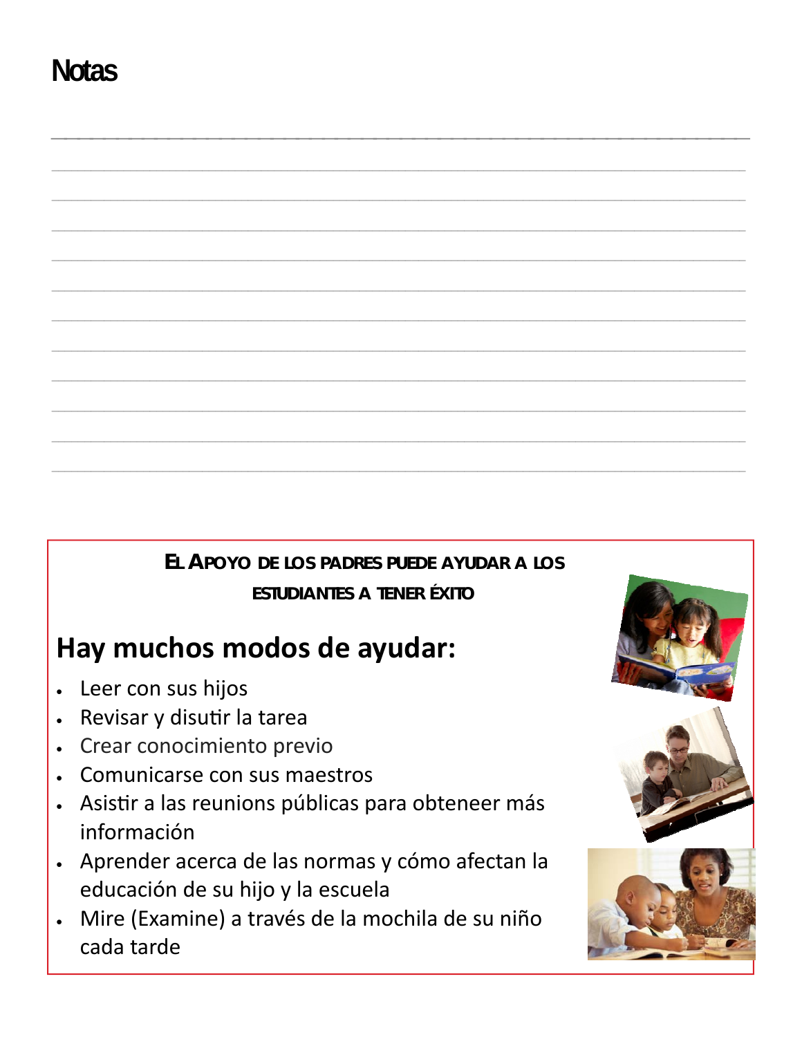# Notas

___

___

___

___

___

___

___

___

___

___

___

___

**EL APOYO DE LOS PADRES PUEDE AYUDAR A LOS ESTUDIANTES A TENER ÉXITO**

## Hay muchos modos de ayudar:

- Leer con sus hijos
- Revisar y disutir la tarea
- Crear conocimiento previo
- Comunicarse con sus maestros
- Asistir a las reunions públicas para obteneer más información
- Aprender acerca de las normas y cómo afectan la educación de su hijo y la escuela
- Mire (Examine) a través de la mochila de su niño cada tarde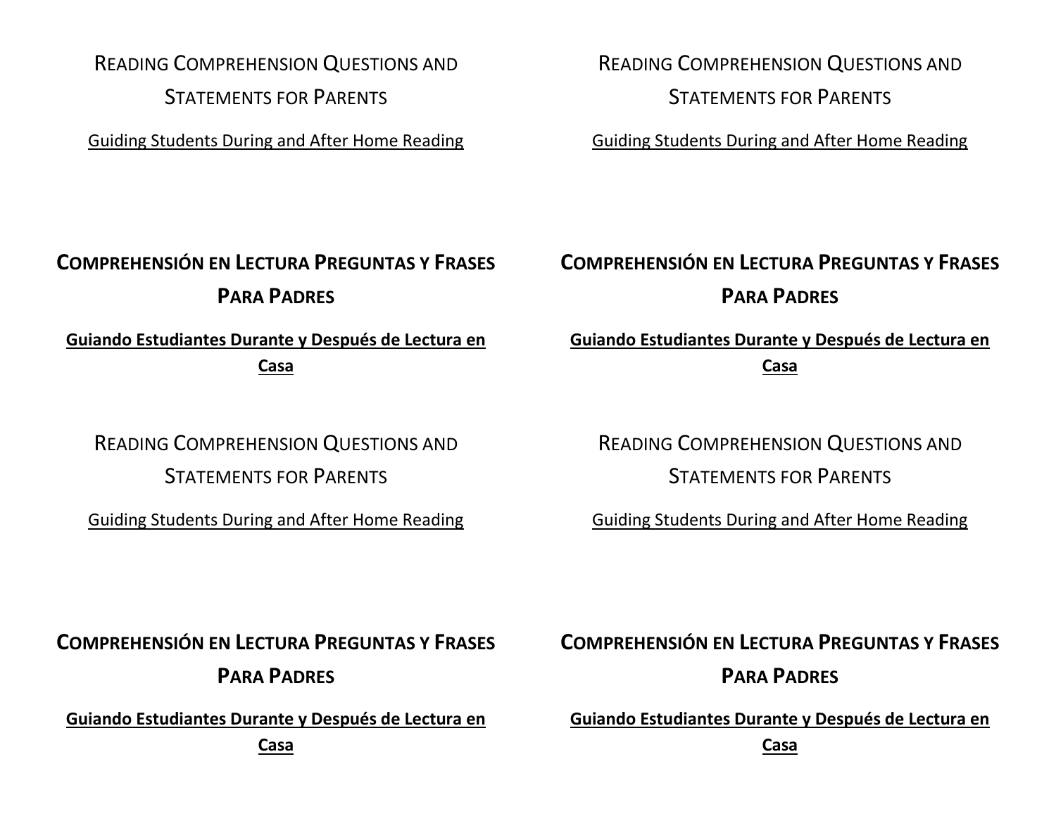## Reading Comprehension Questions and Statements for Parents

Guiding Students During and After Home Reading

## Reading Comprehension Questions and Statements for Parents

Guiding Students During and After Home Reading

## **Comprehensión en Lectura Preguntas y Frases Para Padres**

**Guiando Estudiantes Durante y Después de Lectura en Casa**

## **Comprehensión en Lectura Preguntas y Frases Para Padres**

**Guiando Estudiantes Durante y Después de Lectura en Casa**

## Reading Comprehension Questions and Statements for Parents

Guiding Students During and After Home Reading

## Reading Comprehension Questions and Statements for Parents

Guiding Students During and After Home Reading

## **Comprehensión en Lectura Preguntas y Frases Para Padres**

**Guiando Estudiantes Durante y Después de Lectura en Casa**

## **Comprehensión en Lectura Preguntas y Frases Para Padres**

**Guiando Estudiantes Durante y Después de Lectura en Casa**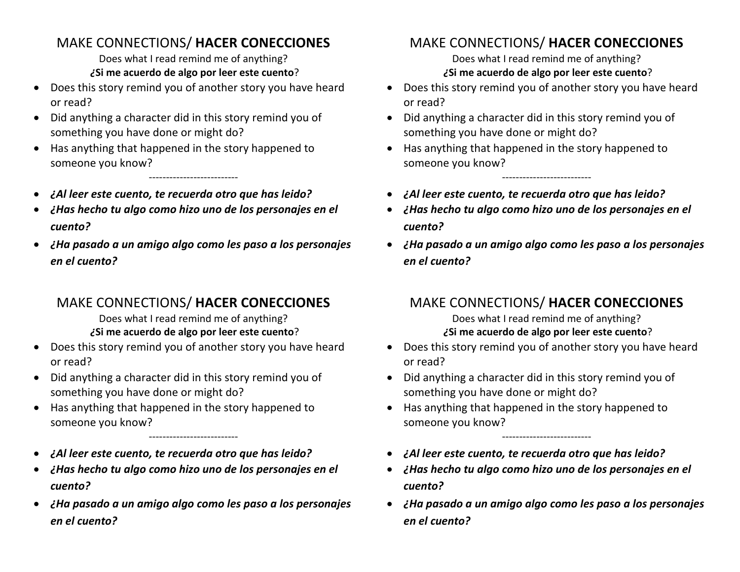## MAKE CONNECTIONS/ **HACER CONECCIONES**

Does what I read remind me of anything?

**¿Si me acuerdo de algo por leer este cuento**?

- Does this story remind you of another story you have heard or read?
- Did anything a character did in this story remind you of something you have done or might do?
- Has anything that happened in the story happened to someone you know?

--------------------------

- ***¿Al leer este cuento, te recuerda otro que has leido?***
- ***¿Has hecho tu algo como hizo uno de los personajes en el cuento?***
- ***¿Ha pasado a un amigo algo como les paso a los personajes en el cuento?***

## MAKE CONNECTIONS/ **HACER CONECCIONES**

Does what I read remind me of anything?

**¿Si me acuerdo de algo por leer este cuento**?

- Does this story remind you of another story you have heard or read?
- Did anything a character did in this story remind you of something you have done or might do?
- Has anything that happened in the story happened to someone you know?

--------------------------

- ***¿Al leer este cuento, te recuerda otro que has leido?***
- ***¿Has hecho tu algo como hizo uno de los personajes en el cuento?***
- ***¿Ha pasado a un amigo algo como les paso a los personajes en el cuento?***

## MAKE CONNECTIONS/ **HACER CONECCIONES**

Does what I read remind me of anything?

**¿Si me acuerdo de algo por leer este cuento**?

- Does this story remind you of another story you have heard or read?
- Did anything a character did in this story remind you of something you have done or might do?
- Has anything that happened in the story happened to someone you know?

--------------------------

- ***¿Al leer este cuento, te recuerda otro que has leido?***
- ***¿Has hecho tu algo como hizo uno de los personajes en el cuento?***
- ***¿Ha pasado a un amigo algo como les paso a los personajes en el cuento?***

## MAKE CONNECTIONS/ **HACER CONECCIONES**

Does what I read remind me of anything?

**¿Si me acuerdo de algo por leer este cuento**?

- Does this story remind you of another story you have heard or read?
- Did anything a character did in this story remind you of something you have done or might do?
- Has anything that happened in the story happened to someone you know?

--------------------------

- ***¿Al leer este cuento, te recuerda otro que has leido?***
- ***¿Has hecho tu algo como hizo uno de los personajes en el cuento?***
- ***¿Ha pasado a un amigo algo como les paso a los personajes en el cuento?***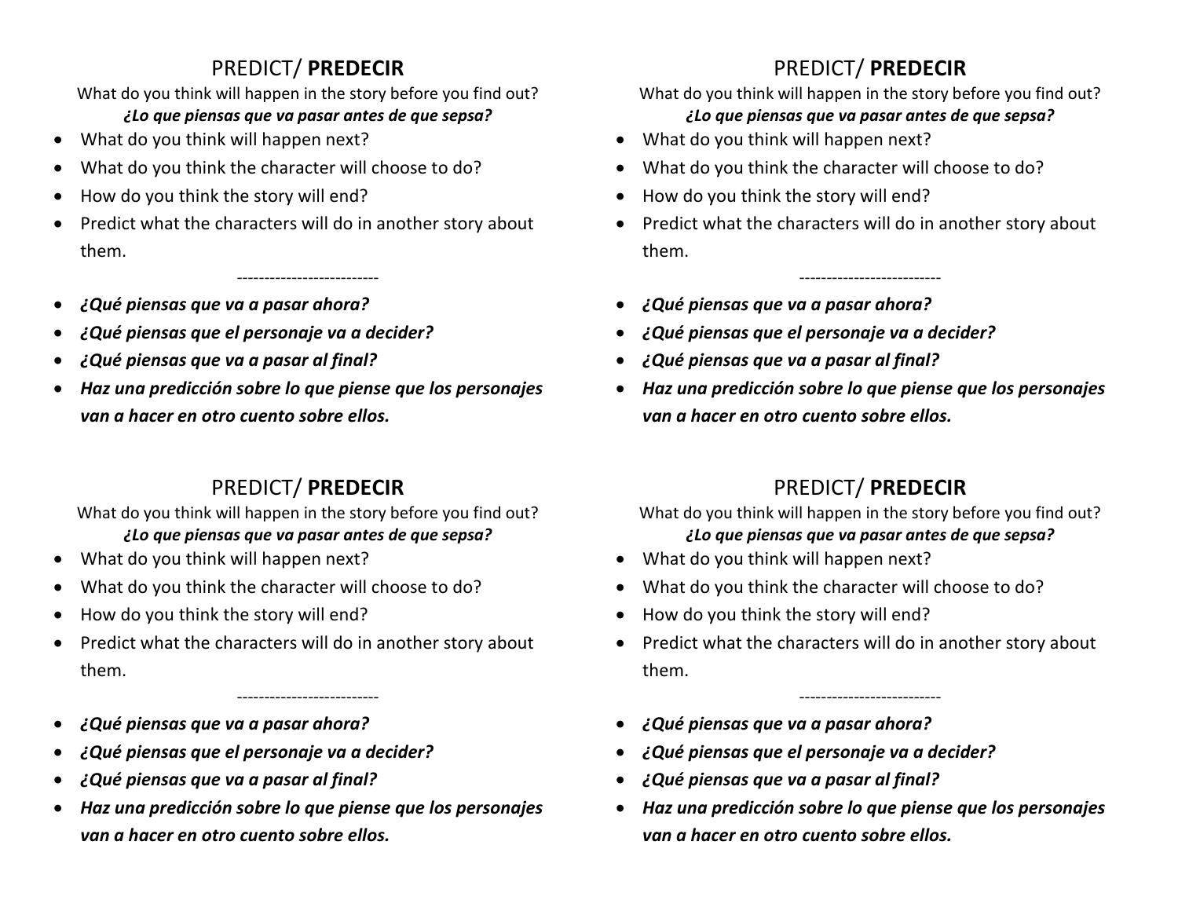## PREDICT/ **PREDECIR**

What do you think will happen in the story before you find out?

***¿Lo que piensas que va pasar antes de que sepsa?***

- What do you think will happen next?
- What do you think the character will choose to do?
- How do you think the story will end?
- Predict what the characters will do in another story about them.

--------------------------

- ***¿Qué piensas que va a pasar ahora?***
- ***¿Qué piensas que el personaje va a decider?***
- ***¿Qué piensas que va a pasar al final?***
- ***Haz una predicción sobre lo que piense que los personajes van a hacer en otro cuento sobre ellos.***

## PREDICT/ **PREDECIR**

What do you think will happen in the story before you find out?

***¿Lo que piensas que va pasar antes de que sepsa?***

- What do you think will happen next?
- What do you think the character will choose to do?
- How do you think the story will end?
- Predict what the characters will do in another story about them.

--------------------------

- ***¿Qué piensas que va a pasar ahora?***
- ***¿Qué piensas que el personaje va a decider?***
- ***¿Qué piensas que va a pasar al final?***
- ***Haz una predicción sobre lo que piense que los personajes van a hacer en otro cuento sobre ellos.***

## PREDICT/ **PREDECIR**

What do you think will happen in the story before you find out?

***¿Lo que piensas que va pasar antes de que sepsa?***

- What do you think will happen next?
- What do you think the character will choose to do?
- How do you think the story will end?
- Predict what the characters will do in another story about them.

--------------------------

- ***¿Qué piensas que va a pasar ahora?***
- ***¿Qué piensas que el personaje va a decider?***
- ***¿Qué piensas que va a pasar al final?***
- ***Haz una predicción sobre lo que piense que los personajes van a hacer en otro cuento sobre ellos.***

## PREDICT/ **PREDECIR**

What do you think will happen in the story before you find out?

***¿Lo que piensas que va pasar antes de que sepsa?***

- What do you think will happen next?
- What do you think the character will choose to do?
- How do you think the story will end?
- Predict what the characters will do in another story about them.

--------------------------

- ***¿Qué piensas que va a pasar ahora?***
- ***¿Qué piensas que el personaje va a decider?***
- ***¿Qué piensas que va a pasar al final?***
- ***Haz una predicción sobre lo que piense que los personajes van a hacer en otro cuento sobre ellos.***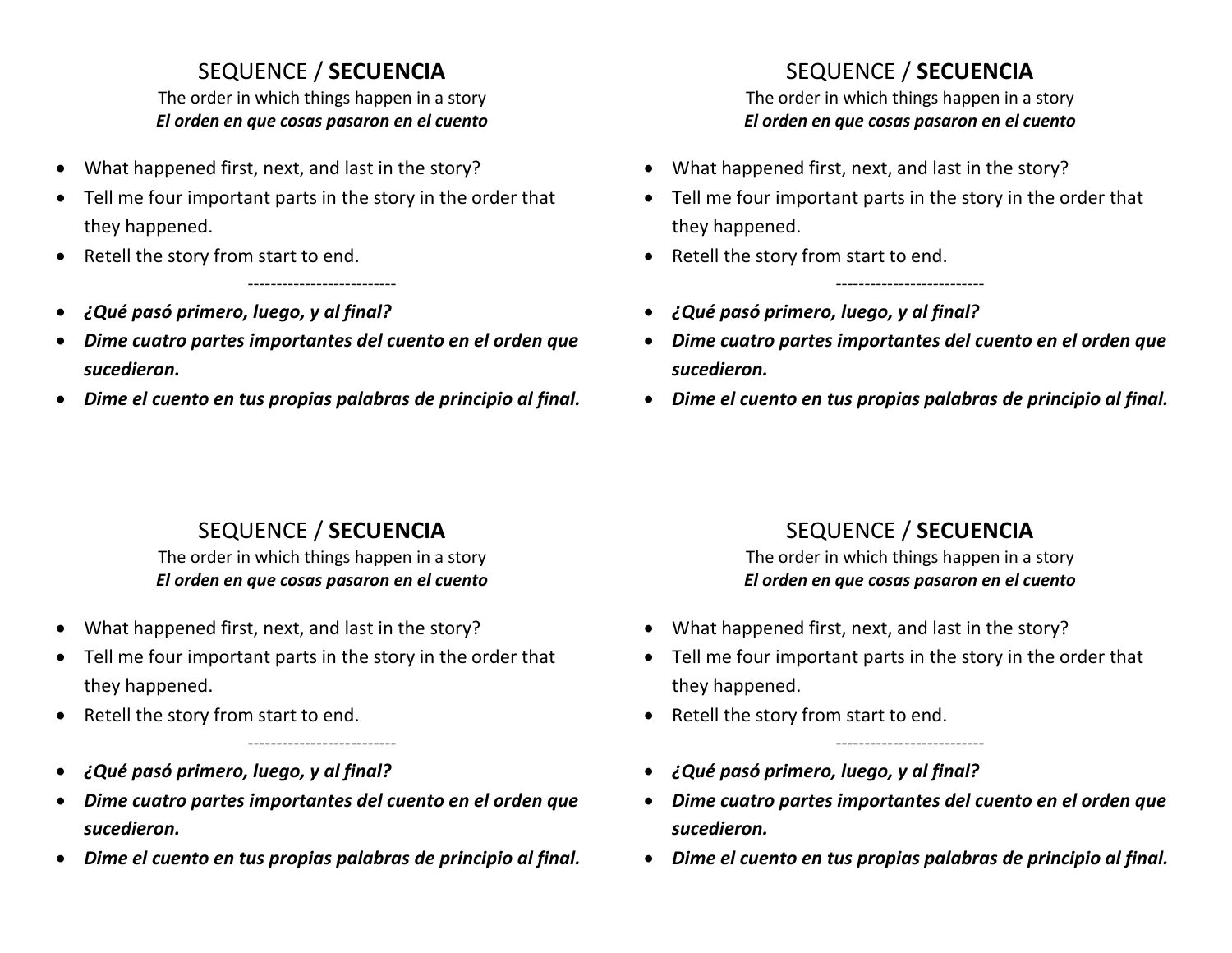## SEQUENCE / **SECUENCIA**

The order in which things happen in a story

***El orden en que cosas pasaron en el cuento***

- What happened first, next, and last in the story?
- Tell me four important parts in the story in the order that they happened.
- Retell the story from start to end.

--------------------------

- ***¿Qué pasó primero, luego, y al final?***
- ***Dime cuatro partes importantes del cuento en el orden que sucedieron.***
- ***Dime el cuento en tus propias palabras de principio al final.***

## SEQUENCE / **SECUENCIA**

The order in which things happen in a story

***El orden en que cosas pasaron en el cuento***

- What happened first, next, and last in the story?
- Tell me four important parts in the story in the order that they happened.
- Retell the story from start to end.

--------------------------

- ***¿Qué pasó primero, luego, y al final?***
- ***Dime cuatro partes importantes del cuento en el orden que sucedieron.***
- ***Dime el cuento en tus propias palabras de principio al final.***

## SEQUENCE / **SECUENCIA**

The order in which things happen in a story

***El orden en que cosas pasaron en el cuento***

- What happened first, next, and last in the story?
- Tell me four important parts in the story in the order that they happened.
- Retell the story from start to end.

--------------------------

- ***¿Qué pasó primero, luego, y al final?***
- ***Dime cuatro partes importantes del cuento en el orden que sucedieron.***
- ***Dime el cuento en tus propias palabras de principio al final.***

## SEQUENCE / **SECUENCIA**

The order in which things happen in a story

***El orden en que cosas pasaron en el cuento***

- What happened first, next, and last in the story?
- Tell me four important parts in the story in the order that they happened.
- Retell the story from start to end.

--------------------------

- ***¿Qué pasó primero, luego, y al final?***
- ***Dime cuatro partes importantes del cuento en el orden que sucedieron.***
- ***Dime el cuento en tus propias palabras de principio al final.***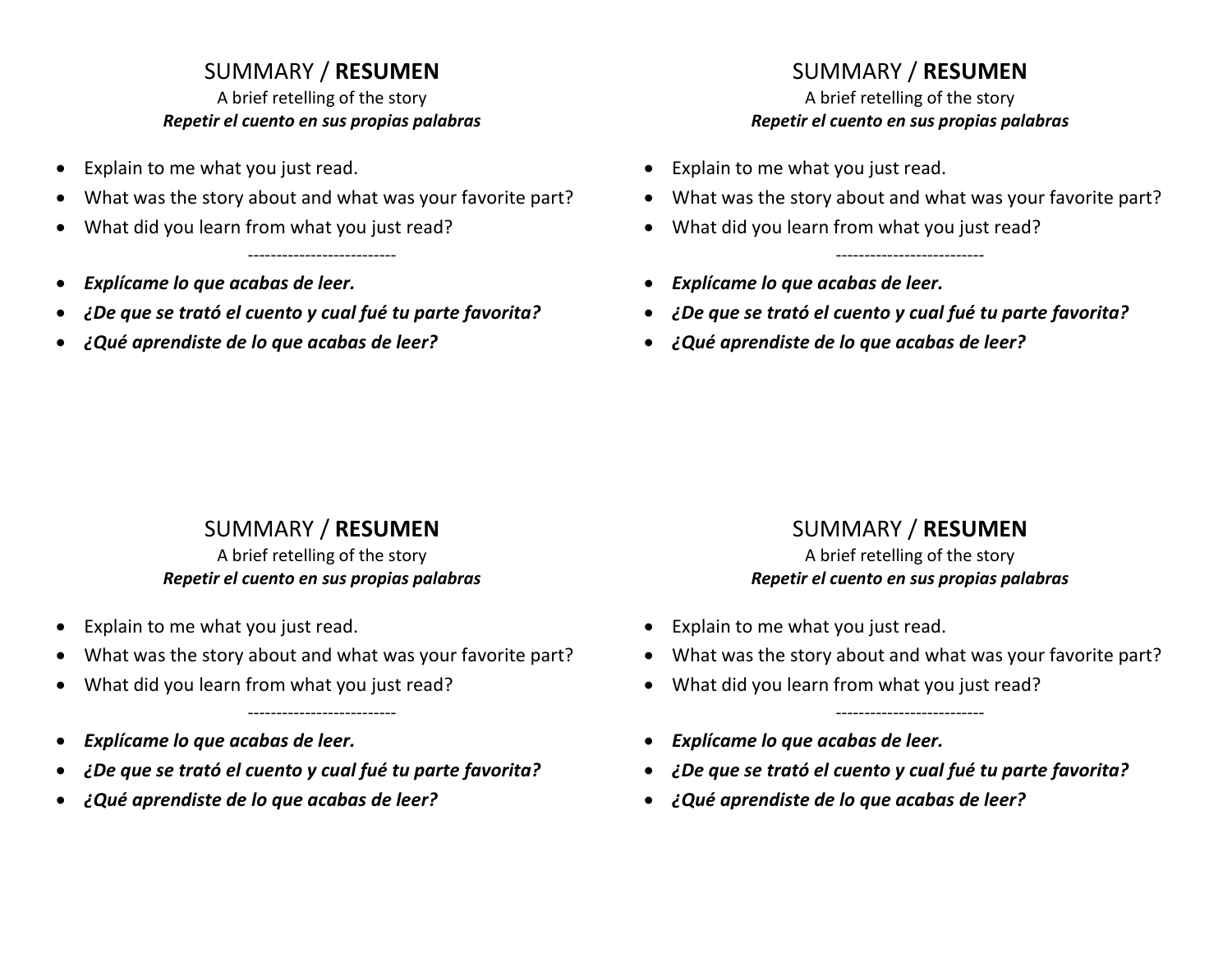## SUMMARY / **RESUMEN**

A brief retelling of the story
***Repetir el cuento en sus propias palabras***

- Explain to me what you just read.
- What was the story about and what was your favorite part?
- What did you learn from what you just read?

--------------------------

- ***Explícame lo que acabas de leer.***
- ***¿De que se trató el cuento y cual fué tu parte favorita?***
- ***¿Qué aprendiste de lo que acabas de leer?***

## SUMMARY / **RESUMEN**

A brief retelling of the story
***Repetir el cuento en sus propias palabras***

- Explain to me what you just read.
- What was the story about and what was your favorite part?
- What did you learn from what you just read?

--------------------------

- ***Explícame lo que acabas de leer.***
- ***¿De que se trató el cuento y cual fué tu parte favorita?***
- ***¿Qué aprendiste de lo que acabas de leer?***

## SUMMARY / **RESUMEN**

A brief retelling of the story
***Repetir el cuento en sus propias palabras***

- Explain to me what you just read.
- What was the story about and what was your favorite part?
- What did you learn from what you just read?

--------------------------

- ***Explícame lo que acabas de leer.***
- ***¿De que se trató el cuento y cual fué tu parte favorita?***
- ***¿Qué aprendiste de lo que acabas de leer?***

## SUMMARY / **RESUMEN**

A brief retelling of the story
***Repetir el cuento en sus propias palabras***

- Explain to me what you just read.
- What was the story about and what was your favorite part?
- What did you learn from what you just read?

--------------------------

- ***Explícame lo que acabas de leer.***
- ***¿De que se trató el cuento y cual fué tu parte favorita?***
- ***¿Qué aprendiste de lo que acabas de leer?***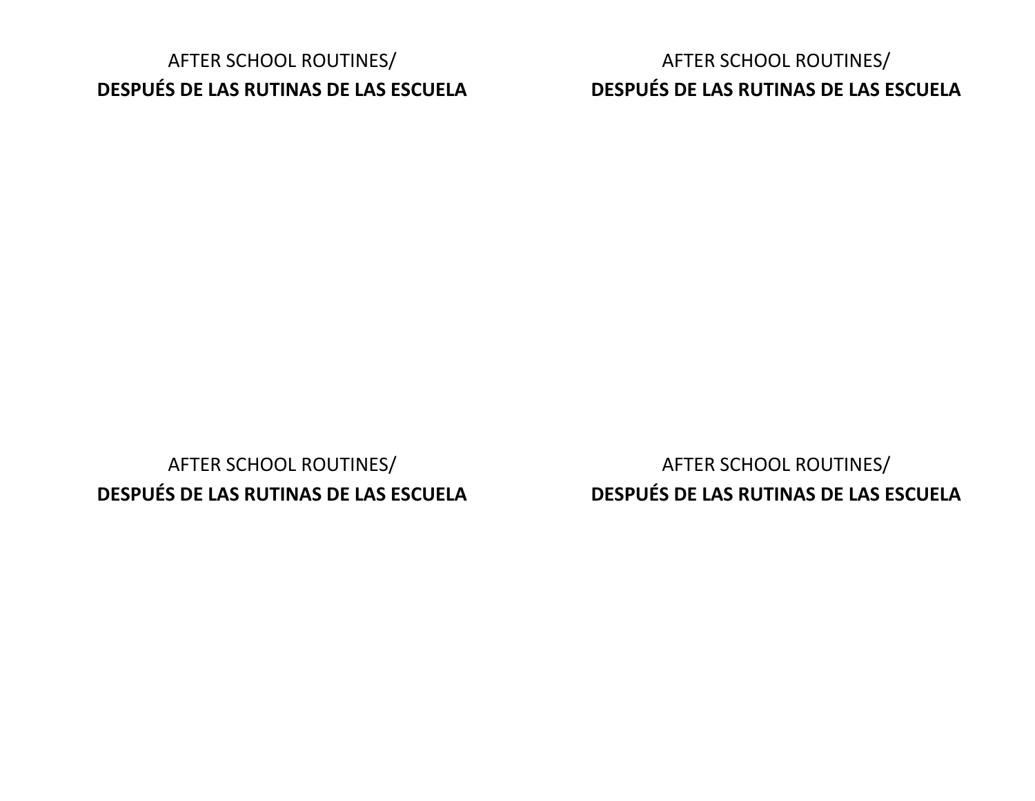AFTER SCHOOL ROUTINES/
**DESPUÉS DE LAS RUTINAS DE LAS ESCUELA**

AFTER SCHOOL ROUTINES/
**DESPUÉS DE LAS RUTINAS DE LAS ESCUELA**

AFTER SCHOOL ROUTINES/
**DESPUÉS DE LAS RUTINAS DE LAS ESCUELA**

AFTER SCHOOL ROUTINES/
**DESPUÉS DE LAS RUTINAS DE LAS ESCUELA**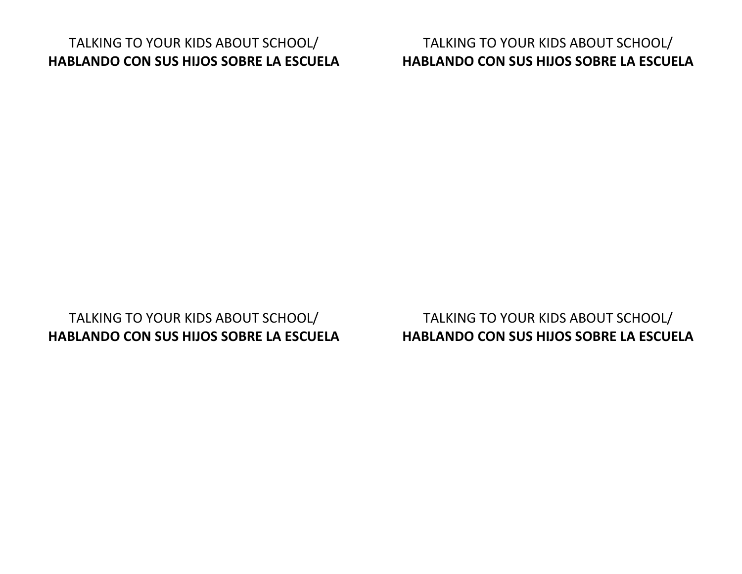TALKING TO YOUR KIDS ABOUT SCHOOL/
**HABLANDO CON SUS HIJOS SOBRE LA ESCUELA**

TALKING TO YOUR KIDS ABOUT SCHOOL/
**HABLANDO CON SUS HIJOS SOBRE LA ESCUELA**

TALKING TO YOUR KIDS ABOUT SCHOOL/
**HABLANDO CON SUS HIJOS SOBRE LA ESCUELA**

TALKING TO YOUR KIDS ABOUT SCHOOL/
**HABLANDO CON SUS HIJOS SOBRE LA ESCUELA**